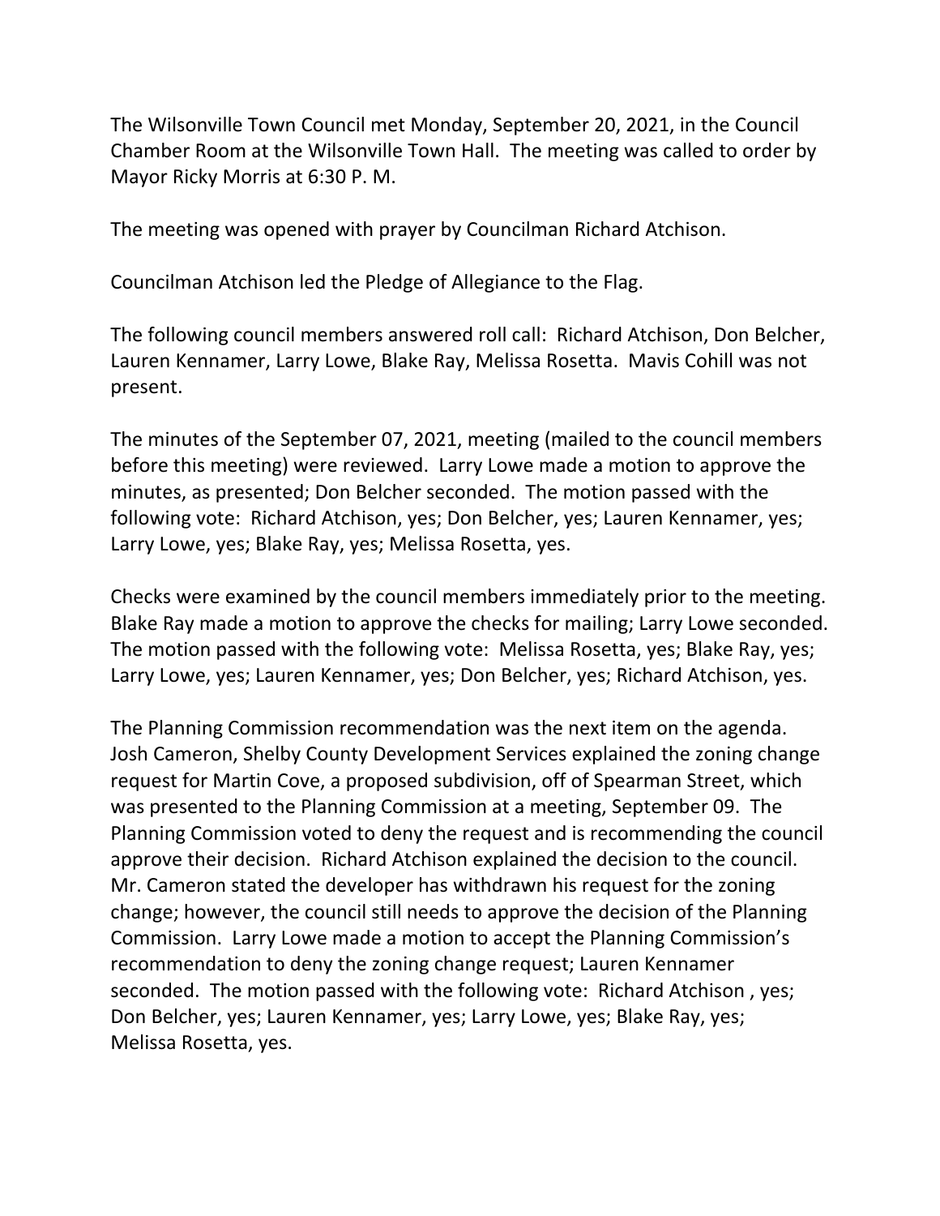The Wilsonville Town Council met Monday, September 20, 2021, in the Council Chamber Room at the Wilsonville Town Hall. The meeting was called to order by Mayor Ricky Morris at 6:30 P. M.

The meeting was opened with prayer by Councilman Richard Atchison.

Councilman Atchison led the Pledge of Allegiance to the Flag.

The following council members answered roll call: Richard Atchison, Don Belcher, Lauren Kennamer, Larry Lowe, Blake Ray, Melissa Rosetta. Mavis Cohill was not present.

The minutes of the September 07, 2021, meeting (mailed to the council members before this meeting) were reviewed. Larry Lowe made a motion to approve the minutes, as presented; Don Belcher seconded. The motion passed with the following vote: Richard Atchison, yes; Don Belcher, yes; Lauren Kennamer, yes; Larry Lowe, yes; Blake Ray, yes; Melissa Rosetta, yes.

Checks were examined by the council members immediately prior to the meeting. Blake Ray made a motion to approve the checks for mailing; Larry Lowe seconded. The motion passed with the following vote: Melissa Rosetta, yes; Blake Ray, yes; Larry Lowe, yes; Lauren Kennamer, yes; Don Belcher, yes; Richard Atchison, yes.

The Planning Commission recommendation was the next item on the agenda. Josh Cameron, Shelby County Development Services explained the zoning change request for Martin Cove, a proposed subdivision, off of Spearman Street, which was presented to the Planning Commission at a meeting, September 09. The Planning Commission voted to deny the request and is recommending the council approve their decision. Richard Atchison explained the decision to the council. Mr. Cameron stated the developer has withdrawn his request for the zoning change; however, the council still needs to approve the decision of the Planning Commission. Larry Lowe made a motion to accept the Planning Commission's recommendation to deny the zoning change request; Lauren Kennamer seconded. The motion passed with the following vote: Richard Atchison , yes; Don Belcher, yes; Lauren Kennamer, yes; Larry Lowe, yes; Blake Ray, yes; Melissa Rosetta, yes.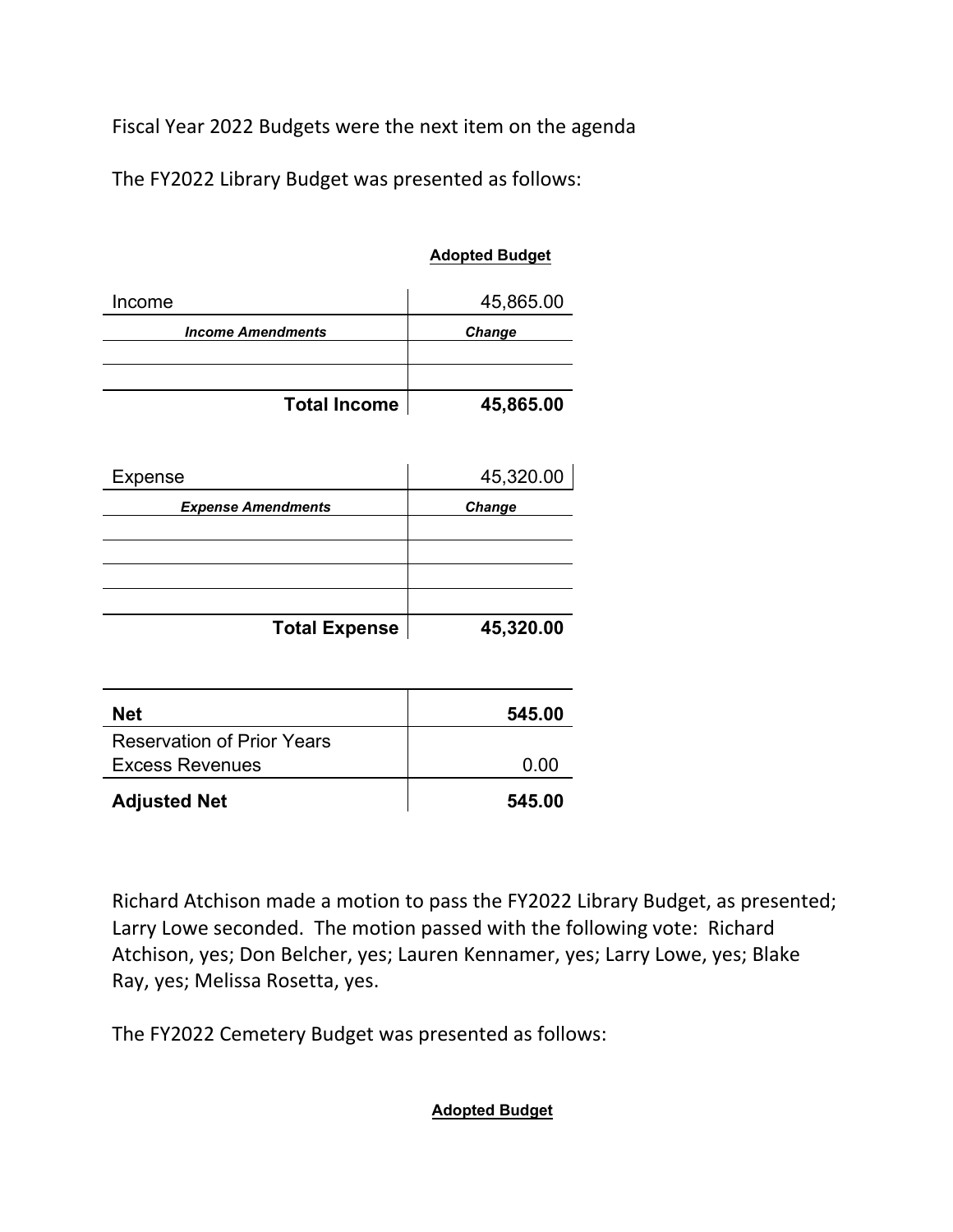Fiscal Year 2022 Budgets were the next item on the agenda

The FY2022 Library Budget was presented as follows:

| | **Adopted Budget** |
|---|---|
| Income | 45,865.00 |
| ***Income Amendments*** | ***Change*** |
| | |
| | |
| **Total Income** | **45,865.00** |

| | |
|---|---|
| Expense | 45,320.00 |
| ***Expense Amendments*** | ***Change*** |
| | |
| | |
| | |
| | |
| **Total Expense** | **45,320.00** |

| | |
|---|---|
| **Net** | **545.00** |
| Reservation of Prior Years Excess Revenues | 0.00 |
| **Adjusted Net** | **545.00** |

Richard Atchison made a motion to pass the FY2022 Library Budget, as presented; Larry Lowe seconded. The motion passed with the following vote: Richard Atchison, yes; Don Belcher, yes; Lauren Kennamer, yes; Larry Lowe, yes; Blake Ray, yes; Melissa Rosetta, yes.

The FY2022 Cemetery Budget was presented as follows:

**Adopted Budget**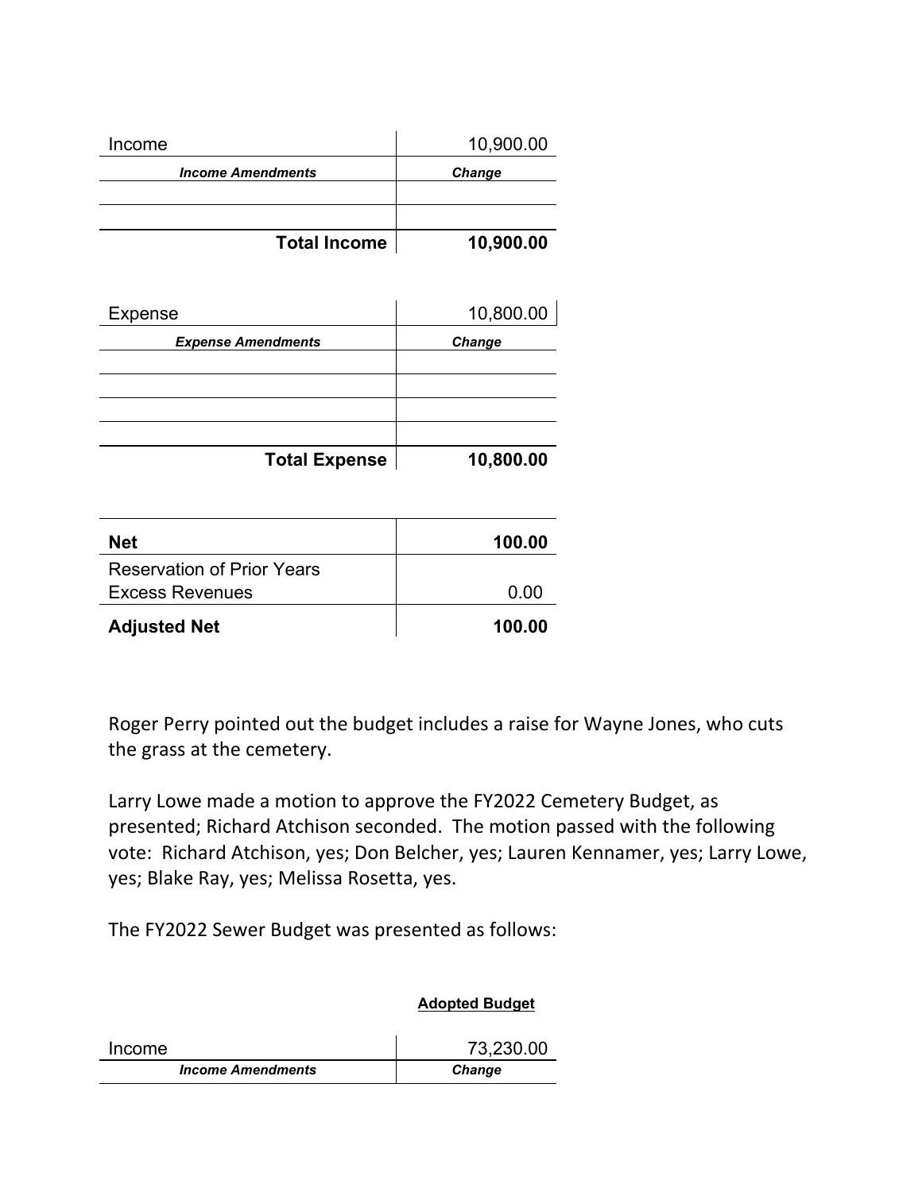| Income | 10,900.00 |
| --- | --- |
| ***Income Amendments*** | ***Change*** |
| | |
| | |
| **Total Income** | **10,900.00** |

| Expense | 10,800.00 |
| --- | --- |
| ***Expense Amendments*** | ***Change*** |
| | |
| | |
| | |
| | |
| **Total Expense** | **10,800.00** |

| **Net** | **100.00** |
| --- | --- |
| Reservation of Prior Years Excess Revenues | 0.00 |
| **Adjusted Net** | **100.00** |

Roger Perry pointed out the budget includes a raise for Wayne Jones, who cuts the grass at the cemetery.

Larry Lowe made a motion to approve the FY2022 Cemetery Budget, as presented; Richard Atchison seconded. The motion passed with the following vote: Richard Atchison, yes; Don Belcher, yes; Lauren Kennamer, yes; Larry Lowe, yes; Blake Ray, yes; Melissa Rosetta, yes.

The FY2022 Sewer Budget was presented as follows:

| | **Adopted Budget** |
| --- | --- |
| Income | 73,230.00 |
| ***Income Amendments*** | ***Change*** |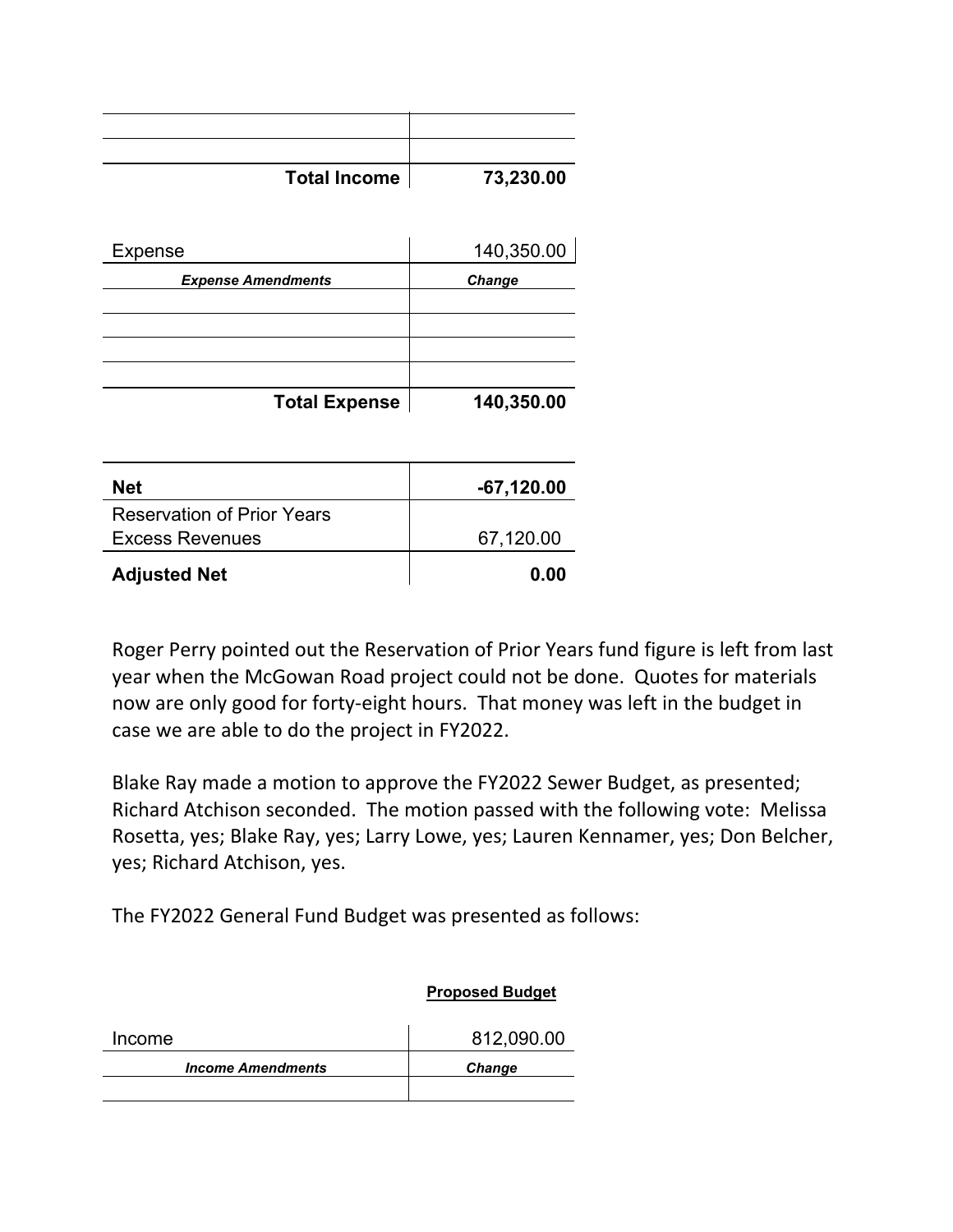| | |
|---|---|
| | |
| | |
| **Total Income** | **73,230.00** |

| Expense | 140,350.00 |
|---|---|
| ***Expense Amendments*** | ***Change*** |
| | |
| | |
| | |
| | |
| **Total Expense** | **140,350.00** |

| **Net** | **-67,120.00** |
|---|---|
| Reservation of Prior Years Excess Revenues | 67,120.00 |
| **Adjusted Net** | **0.00** |

Roger Perry pointed out the Reservation of Prior Years fund figure is left from last year when the McGowan Road project could not be done. Quotes for materials now are only good for forty-eight hours. That money was left in the budget in case we are able to do the project in FY2022.

Blake Ray made a motion to approve the FY2022 Sewer Budget, as presented; Richard Atchison seconded. The motion passed with the following vote: Melissa Rosetta, yes; Blake Ray, yes; Larry Lowe, yes; Lauren Kennamer, yes; Don Belcher, yes; Richard Atchison, yes.

The FY2022 General Fund Budget was presented as follows:

| | **Proposed Budget** |
|---|---|
| Income | 812,090.00 |
| ***Income Amendments*** | ***Change*** |
| | |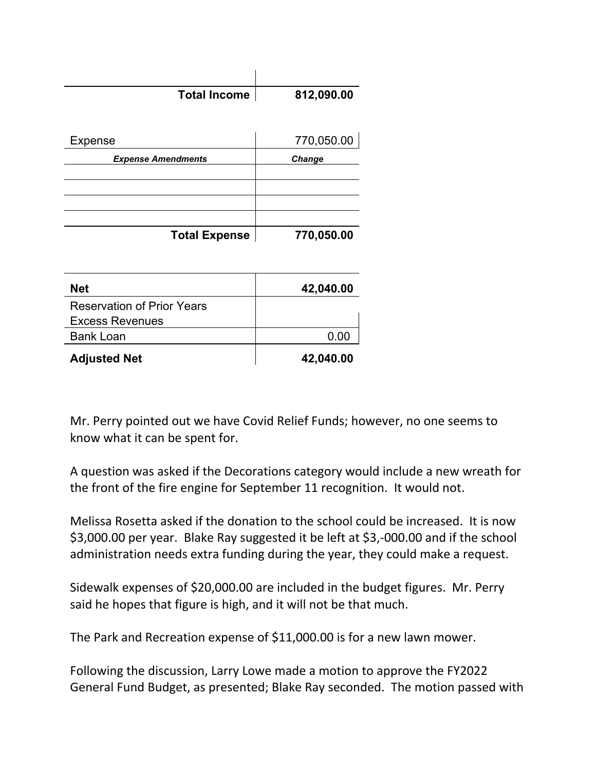| | |
|---|---|
| **Total Income** | **812,090.00** |

| | |
|---|---|
| Expense | 770,050.00 |
| ***Expense Amendments*** | ***Change*** |
| | |
| | |
| | |
| | |
| **Total Expense** | **770,050.00** |

| | |
|---|---|
| **Net** | **42,040.00** |
| Reservation of Prior Years Excess Revenues | |
| Bank Loan | 0.00 |
| **Adjusted Net** | **42,040.00** |

Mr. Perry pointed out we have Covid Relief Funds; however, no one seems to know what it can be spent for.

A question was asked if the Decorations category would include a new wreath for the front of the fire engine for September 11 recognition. It would not.

Melissa Rosetta asked if the donation to the school could be increased. It is now $3,000.00 per year. Blake Ray suggested it be left at $3,-000.00 and if the school administration needs extra funding during the year, they could make a request.

Sidewalk expenses of $20,000.00 are included in the budget figures. Mr. Perry said he hopes that figure is high, and it will not be that much.

The Park and Recreation expense of $11,000.00 is for a new lawn mower.

Following the discussion, Larry Lowe made a motion to approve the FY2022 General Fund Budget, as presented; Blake Ray seconded. The motion passed with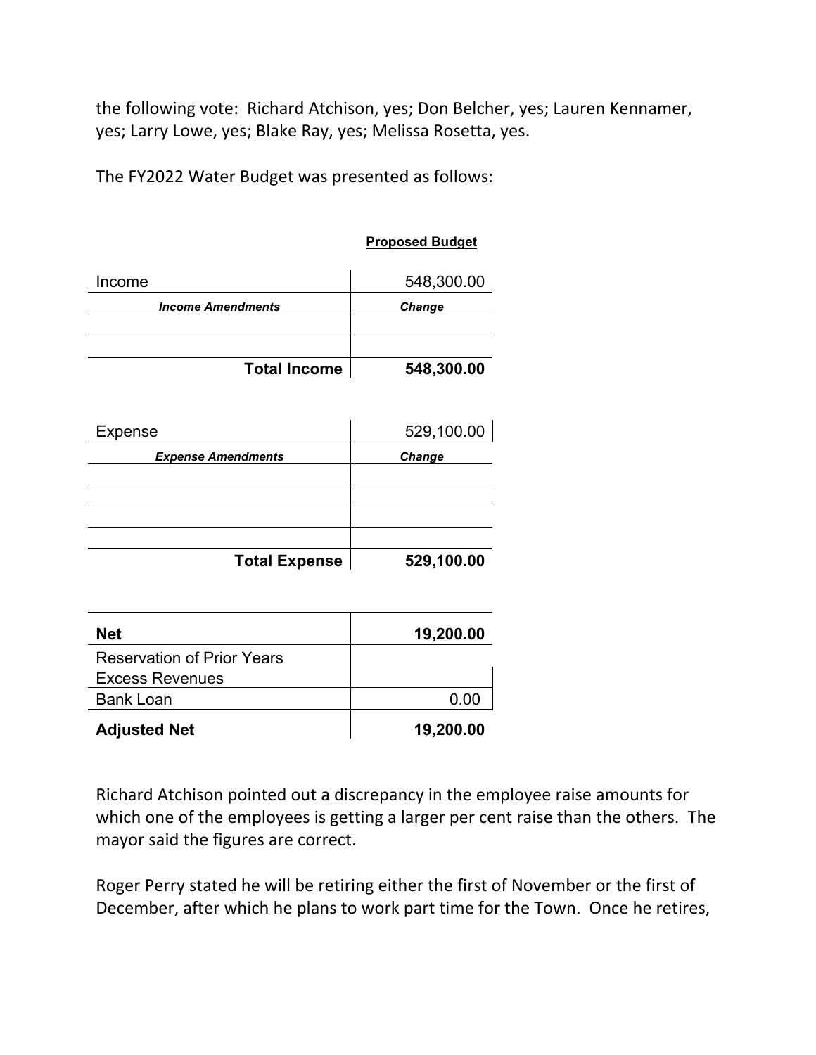the following vote: Richard Atchison, yes; Don Belcher, yes; Lauren Kennamer, yes; Larry Lowe, yes; Blake Ray, yes; Melissa Rosetta, yes.

The FY2022 Water Budget was presented as follows:

| | **Proposed Budget** |
|---|---|
| Income | 548,300.00 |
| ***Income Amendments*** | ***Change*** |
| | |
| | |
| **Total Income** | **548,300.00** |

| | |
|---|---|
| Expense | 529,100.00 |
| ***Expense Amendments*** | ***Change*** |
| | |
| | |
| | |
| | |
| **Total Expense** | **529,100.00** |

| | |
|---|---|
| **Net** | **19,200.00** |
| Reservation of Prior Years Excess Revenues | |
| Bank Loan | 0.00 |
| **Adjusted Net** | **19,200.00** |

Richard Atchison pointed out a discrepancy in the employee raise amounts for which one of the employees is getting a larger per cent raise than the others. The mayor said the figures are correct.

Roger Perry stated he will be retiring either the first of November or the first of December, after which he plans to work part time for the Town. Once he retires,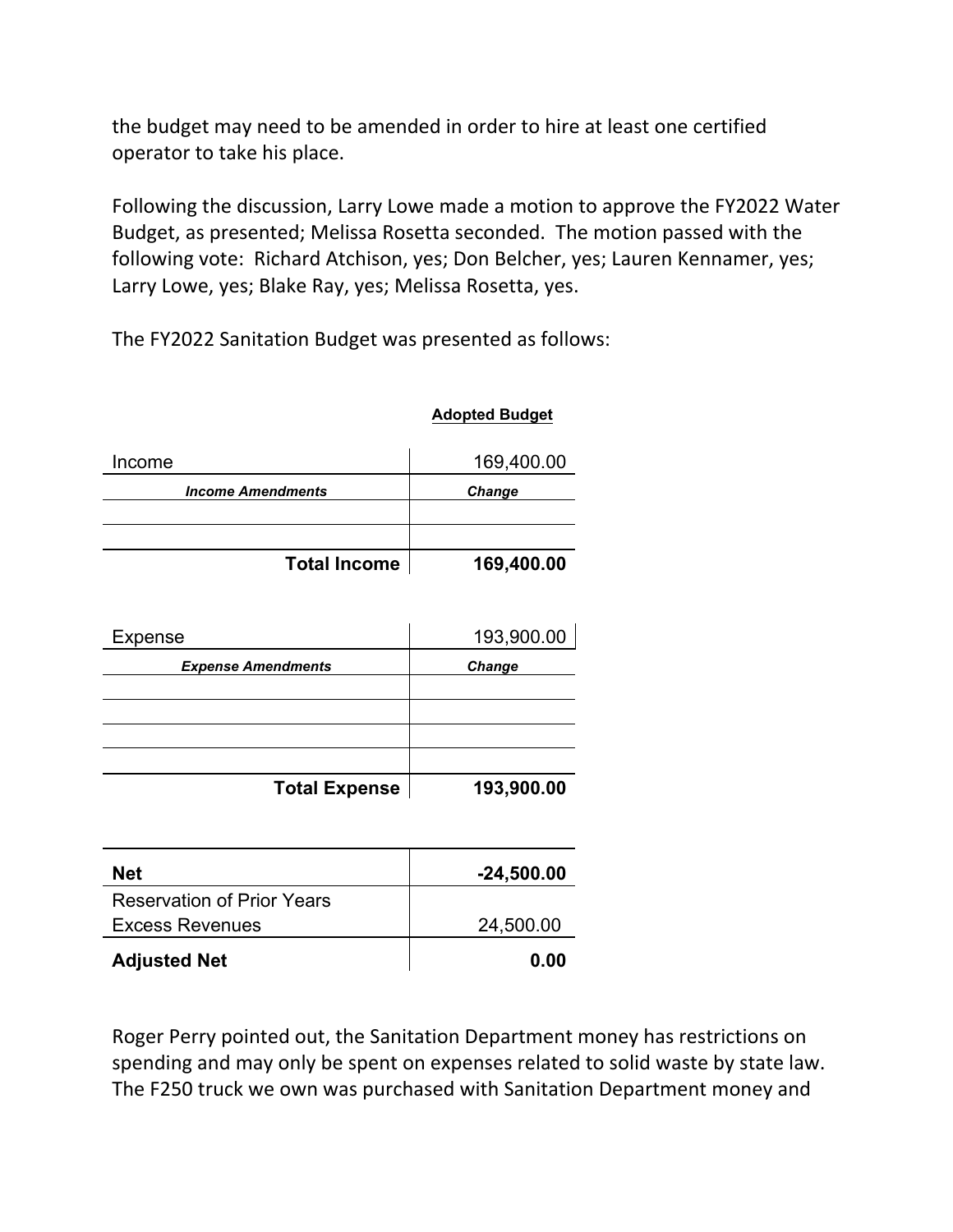the budget may need to be amended in order to hire at least one certified operator to take his place.

Following the discussion, Larry Lowe made a motion to approve the FY2022 Water Budget, as presented; Melissa Rosetta seconded. The motion passed with the following vote: Richard Atchison, yes; Don Belcher, yes; Lauren Kennamer, yes; Larry Lowe, yes; Blake Ray, yes; Melissa Rosetta, yes.

The FY2022 Sanitation Budget was presented as follows:

| | Adopted Budget |
|---|---|
| Income | 169,400.00 |
| ***Income Amendments*** | ***Change*** |
| | |
| | |
| **Total Income** | **169,400.00** |

| | |
|---|---|
| Expense | 193,900.00 |
| ***Expense Amendments*** | ***Change*** |
| | |
| | |
| | |
| | |
| **Total Expense** | **193,900.00** |

| | |
|---|---|
| **Net** | **-24,500.00** |
| Reservation of Prior Years Excess Revenues | 24,500.00 |
| **Adjusted Net** | **0.00** |

Roger Perry pointed out, the Sanitation Department money has restrictions on spending and may only be spent on expenses related to solid waste by state law. The F250 truck we own was purchased with Sanitation Department money and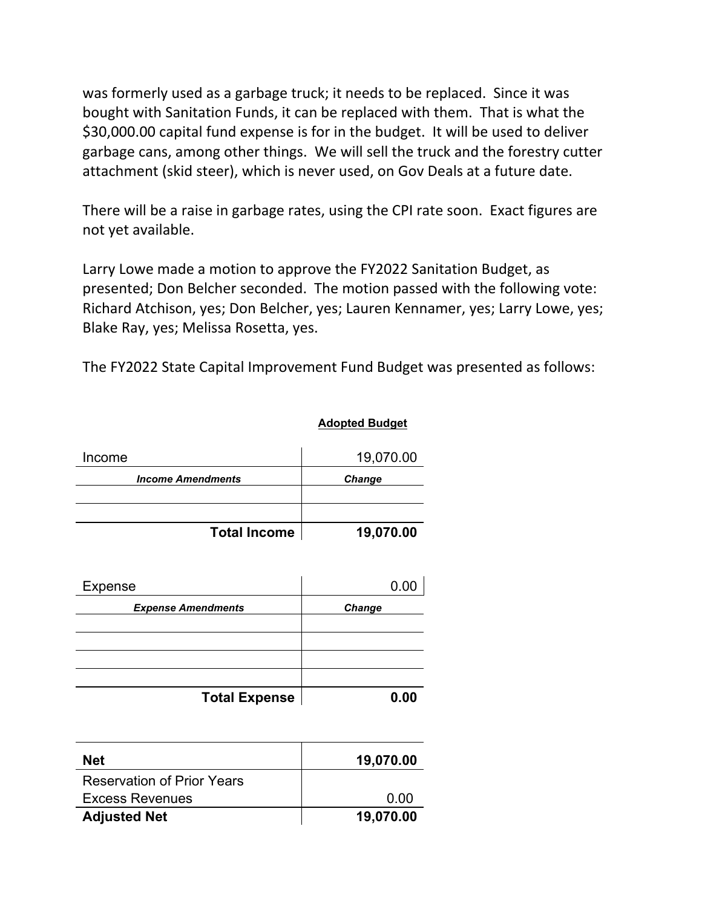was formerly used as a garbage truck; it needs to be replaced. Since it was bought with Sanitation Funds, it can be replaced with them. That is what the $30,000.00 capital fund expense is for in the budget. It will be used to deliver garbage cans, among other things. We will sell the truck and the forestry cutter attachment (skid steer), which is never used, on Gov Deals at a future date.

There will be a raise in garbage rates, using the CPI rate soon. Exact figures are not yet available.

Larry Lowe made a motion to approve the FY2022 Sanitation Budget, as presented; Don Belcher seconded. The motion passed with the following vote: Richard Atchison, yes; Don Belcher, yes; Lauren Kennamer, yes; Larry Lowe, yes; Blake Ray, yes; Melissa Rosetta, yes.

The FY2022 State Capital Improvement Fund Budget was presented as follows:

| | **Adopted Budget** |
|---|---|
| Income | 19,070.00 |
| ***Income Amendments*** | ***Change*** |
| | |
| | |
| **Total Income** | **19,070.00** |

| | |
|---|---|
| Expense | 0.00 |
| ***Expense Amendments*** | ***Change*** |
| | |
| | |
| | |
| | |
| **Total Expense** | **0.00** |

| | |
|---|---|
| **Net** | **19,070.00** |
| Reservation of Prior Years Excess Revenues | 0.00 |
| **Adjusted Net** | **19,070.00** |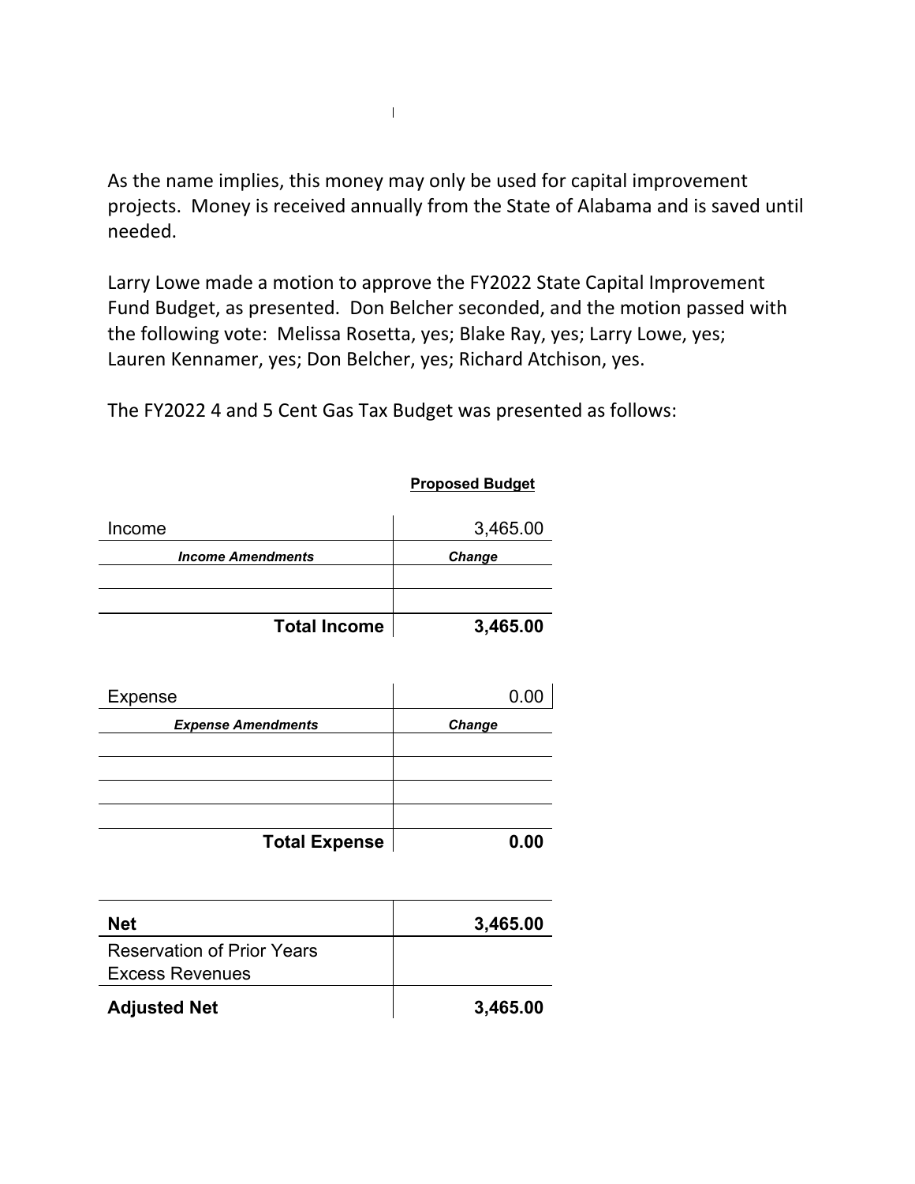As the name implies, this money may only be used for capital improvement projects. Money is received annually from the State of Alabama and is saved until needed.

Larry Lowe made a motion to approve the FY2022 State Capital Improvement Fund Budget, as presented. Don Belcher seconded, and the motion passed with the following vote: Melissa Rosetta, yes; Blake Ray, yes; Larry Lowe, yes; Lauren Kennamer, yes; Don Belcher, yes; Richard Atchison, yes.

The FY2022 4 and 5 Cent Gas Tax Budget was presented as follows:

| | **Proposed Budget** |
|---|---|
| Income | 3,465.00 |
| ***Income Amendments*** | ***Change*** |
| | |
| | |
| **Total Income** | **3,465.00** |

| | |
|---|---|
| Expense | 0.00 |
| ***Expense Amendments*** | ***Change*** |
| | |
| | |
| | |
| | |
| **Total Expense** | **0.00** |

| | |
|---|---|
| **Net** | **3,465.00** |
| Reservation of Prior Years Excess Revenues | |
| **Adjusted Net** | **3,465.00** |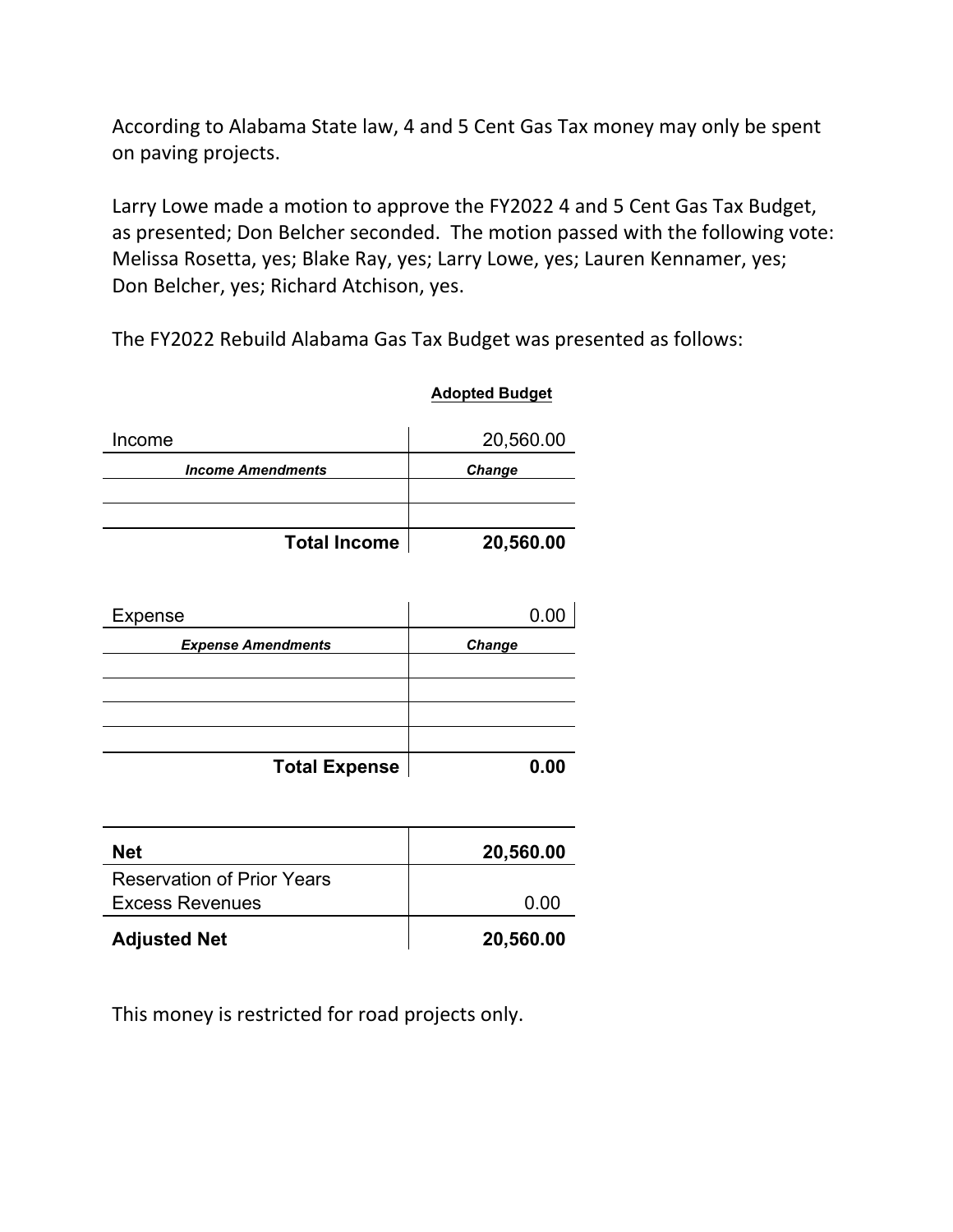According to Alabama State law, 4 and 5 Cent Gas Tax money may only be spent on paving projects.

Larry Lowe made a motion to approve the FY2022 4 and 5 Cent Gas Tax Budget, as presented; Don Belcher seconded. The motion passed with the following vote: Melissa Rosetta, yes; Blake Ray, yes; Larry Lowe, yes; Lauren Kennamer, yes; Don Belcher, yes; Richard Atchison, yes.

The FY2022 Rebuild Alabama Gas Tax Budget was presented as follows:

| | **Adopted Budget** |
|---|---|
| Income | 20,560.00 |
| ***Income Amendments*** | ***Change*** |
| | |
| | |
| **Total Income** | **20,560.00** |

| | |
|---|---|
| Expense | 0.00 |
| ***Expense Amendments*** | ***Change*** |
| | |
| | |
| | |
| | |
| **Total Expense** | **0.00** |

| | |
|---|---|
| **Net** | **20,560.00** |
| Reservation of Prior Years Excess Revenues | 0.00 |
| **Adjusted Net** | **20,560.00** |

This money is restricted for road projects only.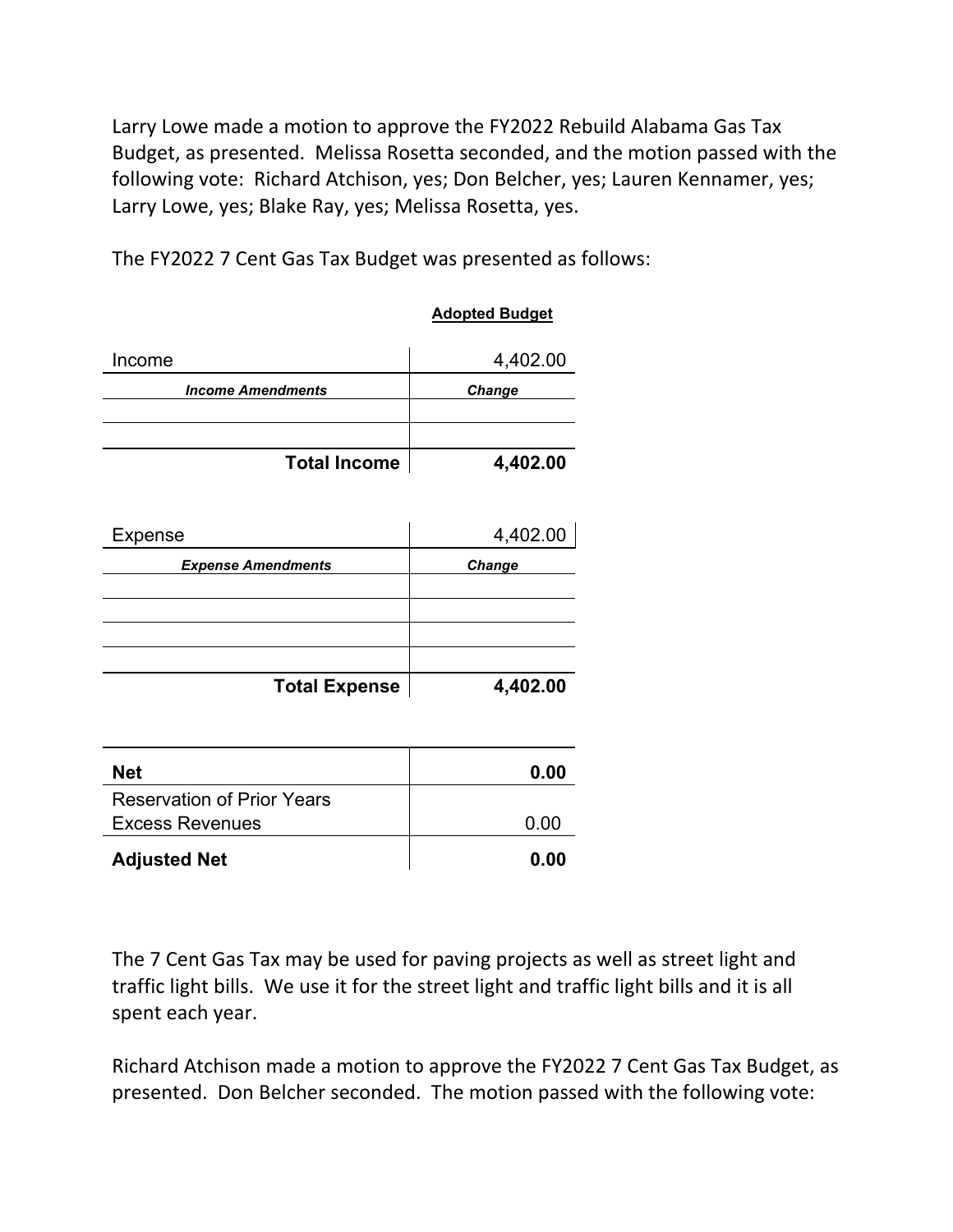Larry Lowe made a motion to approve the FY2022 Rebuild Alabama Gas Tax Budget, as presented. Melissa Rosetta seconded, and the motion passed with the following vote: Richard Atchison, yes; Don Belcher, yes; Lauren Kennamer, yes; Larry Lowe, yes; Blake Ray, yes; Melissa Rosetta, yes.

The FY2022 7 Cent Gas Tax Budget was presented as follows:

| | **Adopted Budget** |
|---|---|
| Income | 4,402.00 |
| ***Income Amendments*** | ***Change*** |
| | |
| | |
| **Total Income** | **4,402.00** |

| | |
|---|---|
| Expense | 4,402.00 |
| ***Expense Amendments*** | ***Change*** |
| | |
| | |
| | |
| | |
| **Total Expense** | **4,402.00** |

| | |
|---|---|
| **Net** | **0.00** |
| Reservation of Prior Years Excess Revenues | 0.00 |
| **Adjusted Net** | **0.00** |

The 7 Cent Gas Tax may be used for paving projects as well as street light and traffic light bills. We use it for the street light and traffic light bills and it is all spent each year.

Richard Atchison made a motion to approve the FY2022 7 Cent Gas Tax Budget, as presented. Don Belcher seconded. The motion passed with the following vote: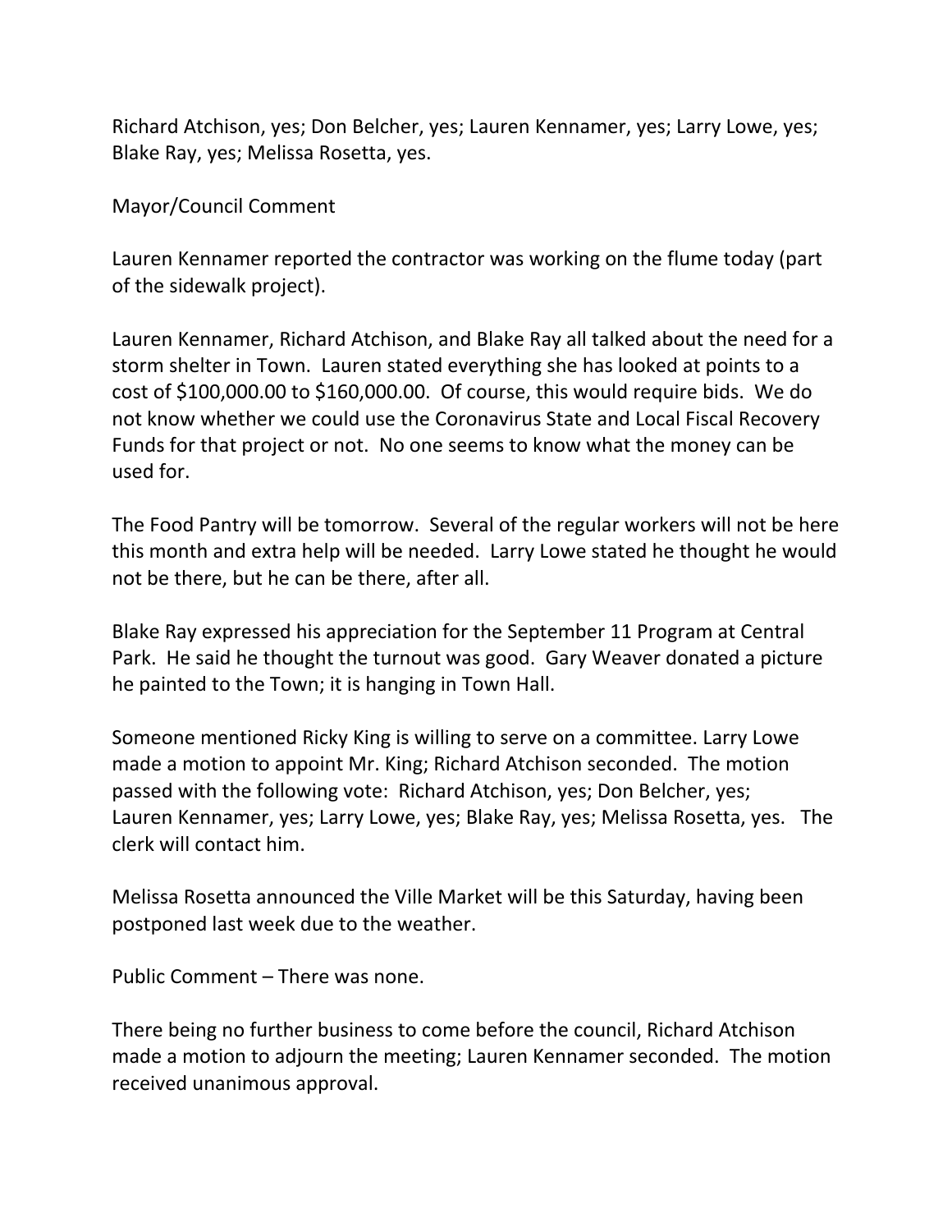Richard Atchison, yes; Don Belcher, yes; Lauren Kennamer, yes; Larry Lowe, yes; Blake Ray, yes; Melissa Rosetta, yes.

Mayor/Council Comment

Lauren Kennamer reported the contractor was working on the flume today (part of the sidewalk project).

Lauren Kennamer, Richard Atchison, and Blake Ray all talked about the need for a storm shelter in Town. Lauren stated everything she has looked at points to a cost of $100,000.00 to $160,000.00. Of course, this would require bids. We do not know whether we could use the Coronavirus State and Local Fiscal Recovery Funds for that project or not. No one seems to know what the money can be used for.

The Food Pantry will be tomorrow. Several of the regular workers will not be here this month and extra help will be needed. Larry Lowe stated he thought he would not be there, but he can be there, after all.

Blake Ray expressed his appreciation for the September 11 Program at Central Park. He said he thought the turnout was good. Gary Weaver donated a picture he painted to the Town; it is hanging in Town Hall.

Someone mentioned Ricky King is willing to serve on a committee. Larry Lowe made a motion to appoint Mr. King; Richard Atchison seconded. The motion passed with the following vote: Richard Atchison, yes; Don Belcher, yes; Lauren Kennamer, yes; Larry Lowe, yes; Blake Ray, yes; Melissa Rosetta, yes. The clerk will contact him.

Melissa Rosetta announced the Ville Market will be this Saturday, having been postponed last week due to the weather.

Public Comment – There was none.

There being no further business to come before the council, Richard Atchison made a motion to adjourn the meeting; Lauren Kennamer seconded. The motion received unanimous approval.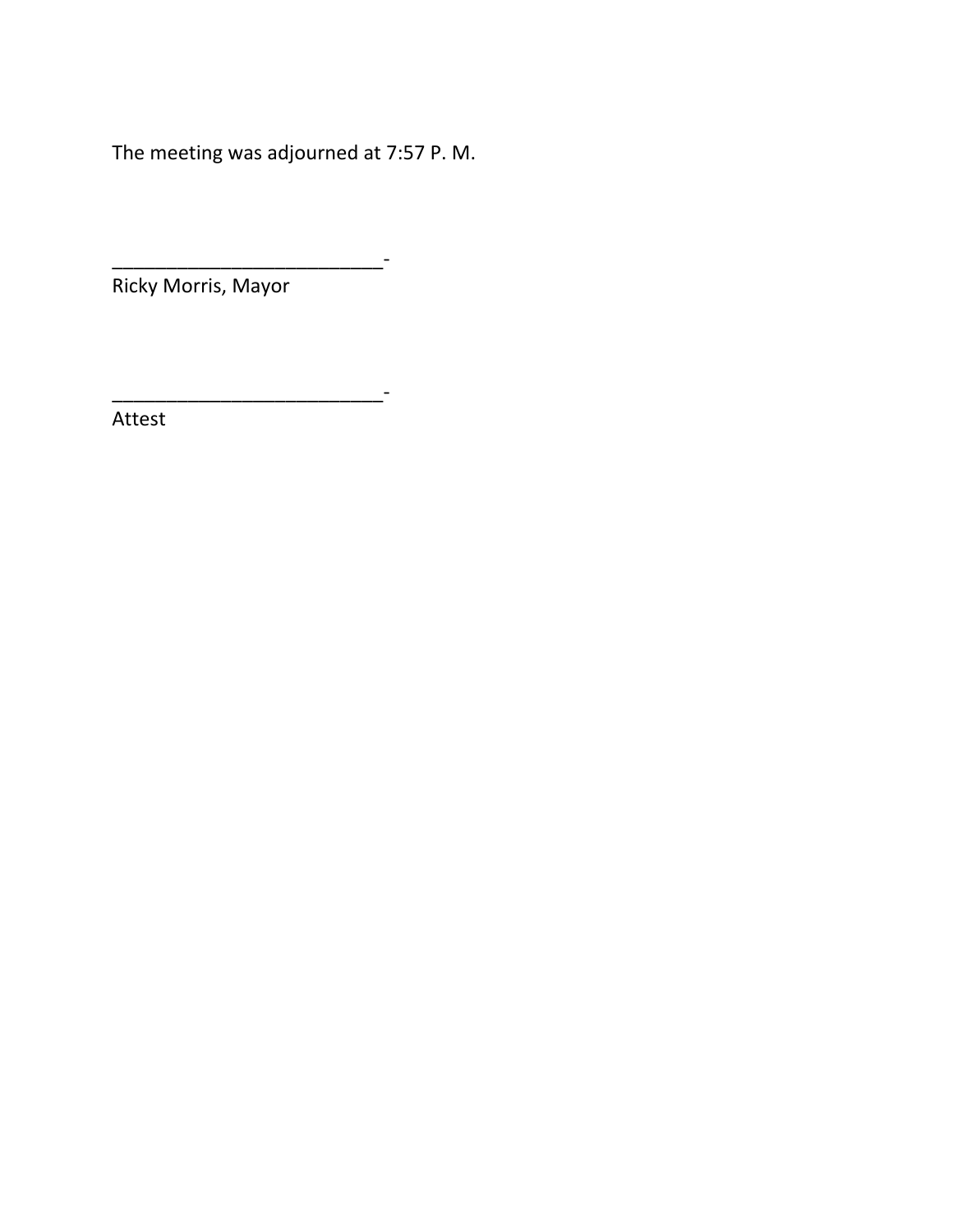The meeting was adjourned at 7:57 P. M.

__________________________-
Ricky Morris, Mayor

__________________________-
Attest